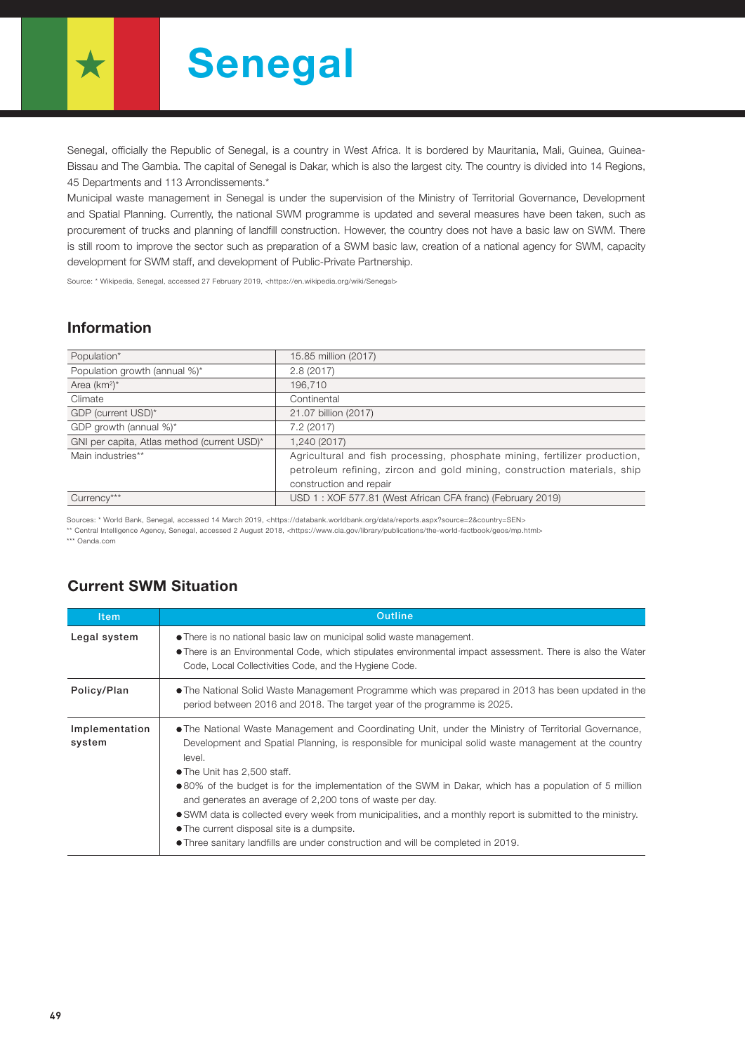# Senegal

Senegal, officially the Republic of Senegal, is a country in West Africa. It is bordered by Mauritania, Mali, Guinea, Guinea-Bissau and The Gambia. The capital of Senegal is Dakar, which is also the largest city. The country is divided into 14 Regions, 45 Departments and 113 Arrondissements.*

Municipal waste management in Senegal is under the supervision of the Ministry of Territorial Governance, Development and Spatial Planning. Currently, the national SWM programme is updated and several measures have been taken, such as procurement of trucks and planning of landfill construction. However, the country does not have a basic law on SWM. There is still room to improve the sector such as preparation of a SWM basic law, creation of a national agency for SWM, capacity development for SWM staff, and development of Public-Private Partnership.

Source: * Wikipedia, Senegal, accessed 27 February 2019, <https://en.wikipedia.org/wiki/Senegal>

## Information

| | |
|---|---|
| Population* | 15.85 million (2017) |
| Population growth (annual %)* | 2.8 (2017) |
| Area (km$^2$)* | 196,710 |
| Climate | Continental |
| GDP (current USD)* | 21.07 billion (2017) |
| GDP growth (annual %)* | 7.2 (2017) |
| GNI per capita, Atlas method (current USD)* | 1,240 (2017) |
| Main industries** | Agricultural and fish processing, phosphate mining, fertilizer production, petroleum refining, zircon and gold mining, construction materials, ship construction and repair |
| Currency*** | USD 1 : XOF 577.81 (West African CFA franc) (February 2019) |

Sources: * World Bank, Senegal, accessed 14 March 2019, <https://databank.worldbank.org/data/reports.aspx?source=2&country=SEN>
** Central Intelligence Agency, Senegal, accessed 2 August 2018, <https://www.cia.gov/library/publications/the-world-factbook/geos/mp.html>
*** Oanda.com

## Current SWM Situation

| Item | Outline |
|---|---|
| **Legal system** | ● There is no national basic law on municipal solid waste management.<br>● There is an Environmental Code, which stipulates environmental impact assessment. There is also the Water Code, Local Collectivities Code, and the Hygiene Code. |
| **Policy/Plan** | ● The National Solid Waste Management Programme which was prepared in 2013 has been updated in the period between 2016 and 2018. The target year of the programme is 2025. |
| **Implementation system** | ● The National Waste Management and Coordinating Unit, under the Ministry of Territorial Governance, Development and Spatial Planning, is responsible for municipal solid waste management at the country level.<br>● The Unit has 2,500 staff.<br>● 80% of the budget is for the implementation of the SWM in Dakar, which has a population of 5 million and generates an average of 2,200 tons of waste per day.<br>● SWM data is collected every week from municipalities, and a monthly report is submitted to the ministry.<br>● The current disposal site is a dumpsite.<br>● Three sanitary landfills are under construction and will be completed in 2019. |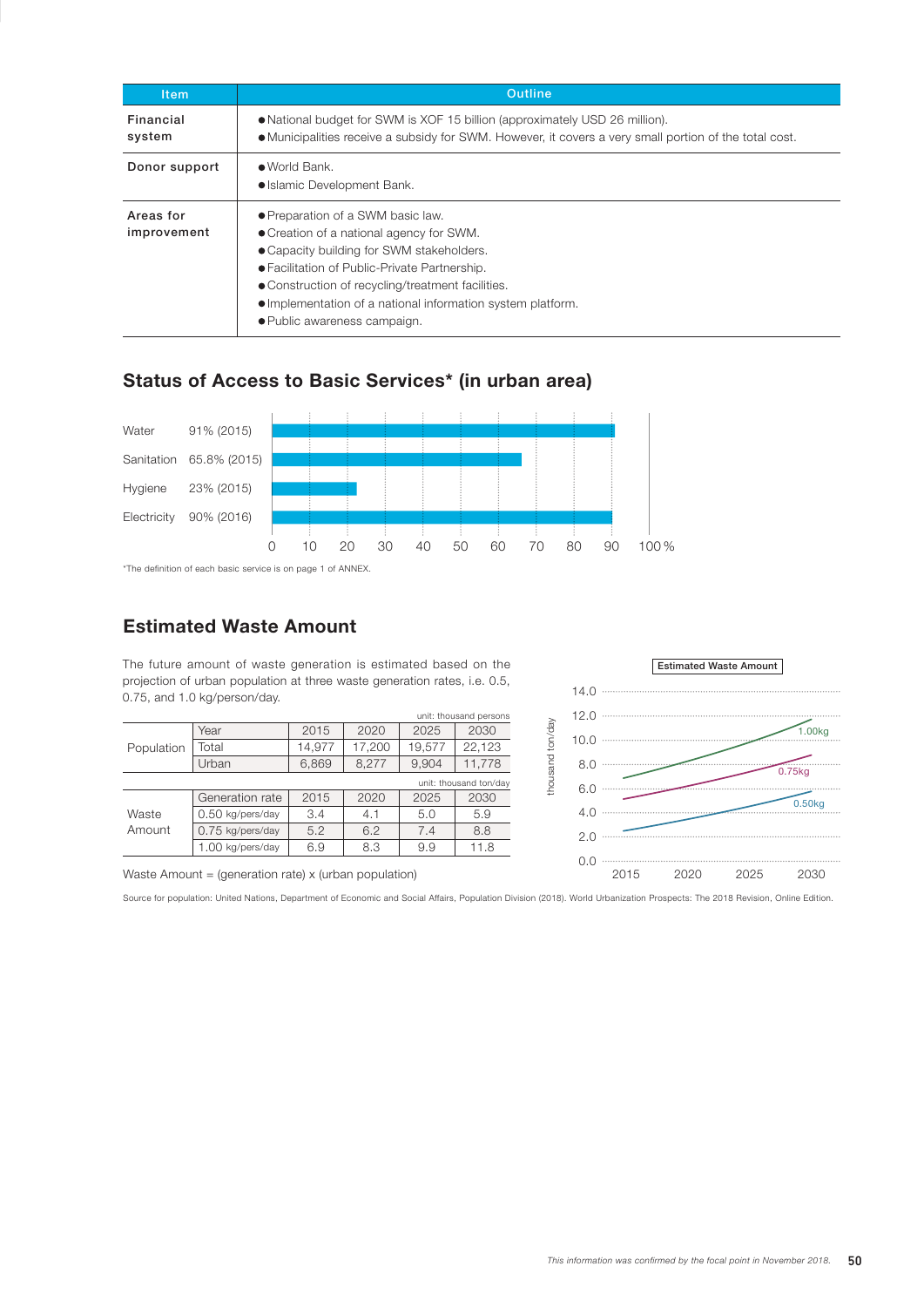| Item | Outline |
|---|---|
| Financial system | ● National budget for SWM is XOF 15 billion (approximately USD 26 million).<br>● Municipalities receive a subsidy for SWM. However, it covers a very small portion of the total cost. |
| Donor support | ● World Bank.<br>● Islamic Development Bank. |
| Areas for improvement | ● Preparation of a SWM basic law.<br>● Creation of a national agency for SWM.<br>● Capacity building for SWM stakeholders.<br>● Facilitation of Public-Private Partnership.<br>● Construction of recycling/treatment facilities.<br>● Implementation of a national information system platform.<br>● Public awareness campaign. |

## Status of Access to Basic Services* (in urban area)

Water 91% (2015)

Sanitation 65.8% (2015)

Hygiene 23% (2015)

Electricity 90% (2016)

0 10 20 30 40 50 60 70 80 90 100 %

*The definition of each basic service is on page 1 of ANNEX.

## Estimated Waste Amount

The future amount of waste generation is estimated based on the projection of urban population at three waste generation rates, i.e. 0.5, 0.75, and 1.0 kg/person/day.

unit: thousand persons

| | Year | 2015 | 2020 | 2025 | 2030 |
|---|---|---|---|---|---|
| Population | Total | 14,977 | 17,200 | 19,577 | 22,123 |
| | Urban | 6,869 | 8,277 | 9,904 | 11,778 |

unit: thousand ton/day

| | Generation rate | 2015 | 2020 | 2025 | 2030 |
|---|---|---|---|---|---|
| Waste Amount | 0.50 kg/pers/day | 3.4 | 4.1 | 5.0 | 5.9 |
| | 0.75 kg/pers/day | 5.2 | 6.2 | 7.4 | 8.8 |
| | 1.00 kg/pers/day | 6.9 | 8.3 | 9.9 | 11.8 |

Waste Amount = (generation rate) x (urban population)

Estimated Waste Amount

thousand ton/day

14.0
12.0
10.0
8.0
6.0
4.0
2.0
0.0

2015 2020 2025 2030

1.00kg
0.75kg
0.50kg

Source for population: United Nations, Department of Economic and Social Affairs, Population Division (2018). World Urbanization Prospects: The 2018 Revision, Online Edition.

*This information was confirmed by the focal point in November 2018.*